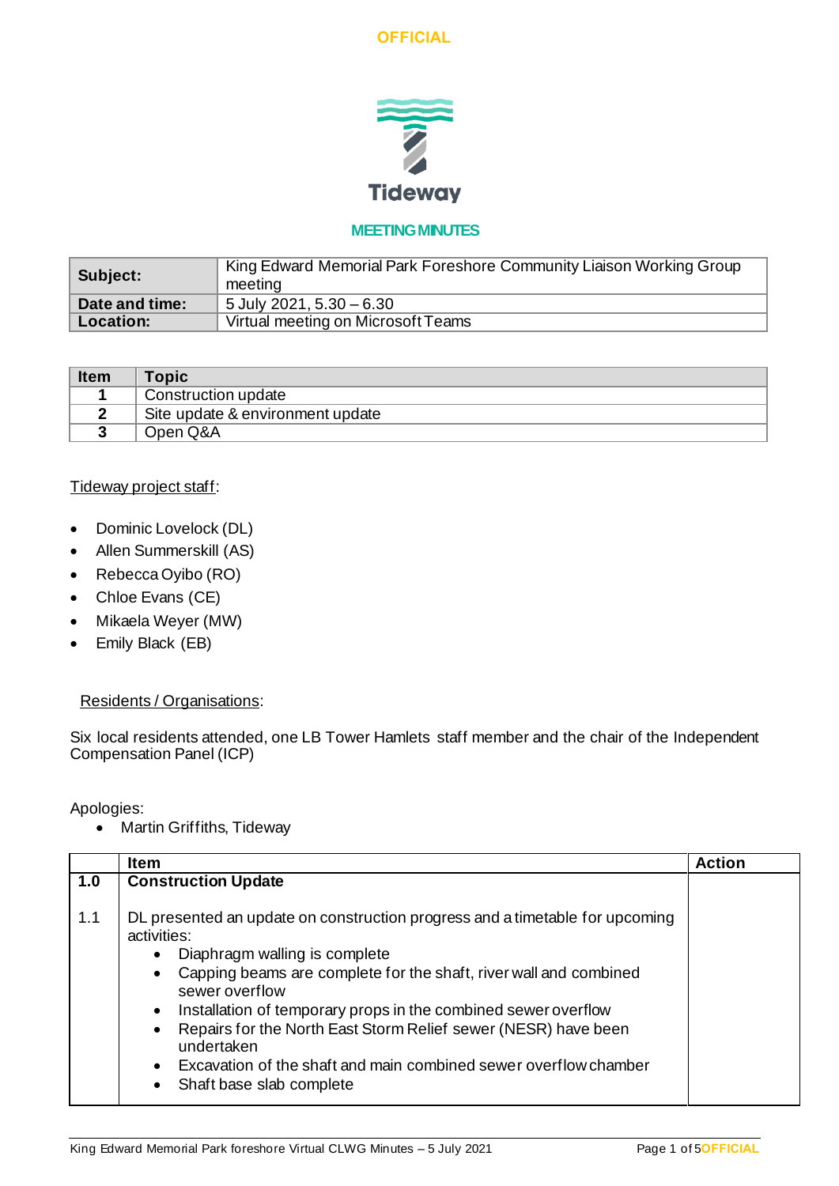OFFICIAL

Tideway

**MEETING MINUTES**

| **Subject:** | King Edward Memorial Park Foreshore Community Liaison Working Group meeting |
|---|---|
| **Date and time:** | 5 July 2021, 5.30 – 6.30 |
| **Location:** | Virtual meeting on Microsoft Teams |

| **Item** | **Topic** |
|---|---|
| **1** | Construction update |
| **2** | Site update & environment update |
| **3** | Open Q&A |

Tideway project staff:

- Dominic Lovelock (DL)
- Allen Summerskill (AS)
- Rebecca Oyibo (RO)
- Chloe Evans (CE)
- Mikaela Weyer (MW)
- Emily Black (EB)

Residents / Organisations:

Six local residents attended, one LB Tower Hamlets staff member and the chair of the Independent Compensation Panel (ICP)

Apologies:

- Martin Griffiths, Tideway

| | **Item** | **Action** |
|---|---|---|
| **1.0** | **Construction Update** | |
| 1.1 | DL presented an update on construction progress and a timetable for upcoming activities:<br>• Diaphragm walling is complete<br>• Capping beams are complete for the shaft, river wall and combined sewer overflow<br>• Installation of temporary props in the combined sewer overflow<br>• Repairs for the North East Storm Relief sewer (NESR) have been undertaken<br>• Excavation of the shaft and main combined sewer overflow chamber<br>• Shaft base slab complete | |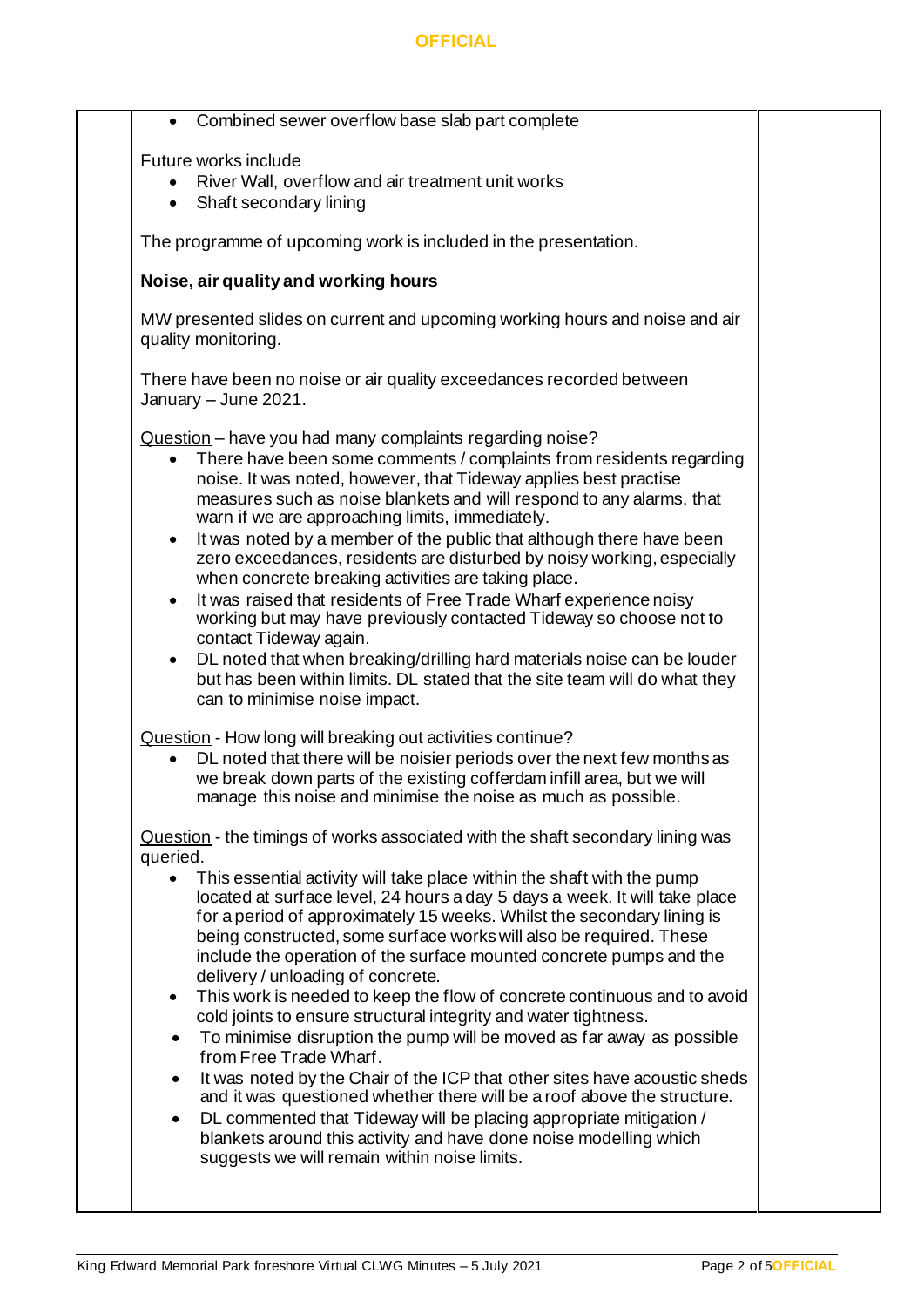- Combined sewer overflow base slab part complete

Future works include

- River Wall, overflow and air treatment unit works
- Shaft secondary lining

The programme of upcoming work is included in the presentation.

**Noise, air quality and working hours**

MW presented slides on current and upcoming working hours and noise and air quality monitoring.

There have been no noise or air quality exceedances recorded between January – June 2021.

Question – have you had many complaints regarding noise?

- There have been some comments / complaints from residents regarding noise. It was noted, however, that Tideway applies best practise measures such as noise blankets and will respond to any alarms, that warn if we are approaching limits, immediately.
- It was noted by a member of the public that although there have been zero exceedances, residents are disturbed by noisy working, especially when concrete breaking activities are taking place.
- It was raised that residents of Free Trade Wharf experience noisy working but may have previously contacted Tideway so choose not to contact Tideway again.
- DL noted that when breaking/drilling hard materials noise can be louder but has been within limits. DL stated that the site team will do what they can to minimise noise impact.

Question - How long will breaking out activities continue?

- DL noted that there will be noisier periods over the next few months as we break down parts of the existing cofferdam infill area, but we will manage this noise and minimise the noise as much as possible.

Question - the timings of works associated with the shaft secondary lining was queried.

- This essential activity will take place within the shaft with the pump located at surface level, 24 hours a day 5 days a week. It will take place for a period of approximately 15 weeks. Whilst the secondary lining is being constructed, some surface works will also be required. These include the operation of the surface mounted concrete pumps and the delivery / unloading of concrete.
- This work is needed to keep the flow of concrete continuous and to avoid cold joints to ensure structural integrity and water tightness.
- To minimise disruption the pump will be moved as far away as possible from Free Trade Wharf.
- It was noted by the Chair of the ICP that other sites have acoustic sheds and it was questioned whether there will be a roof above the structure.
- DL commented that Tideway will be placing appropriate mitigation / blankets around this activity and have done noise modelling which suggests we will remain within noise limits.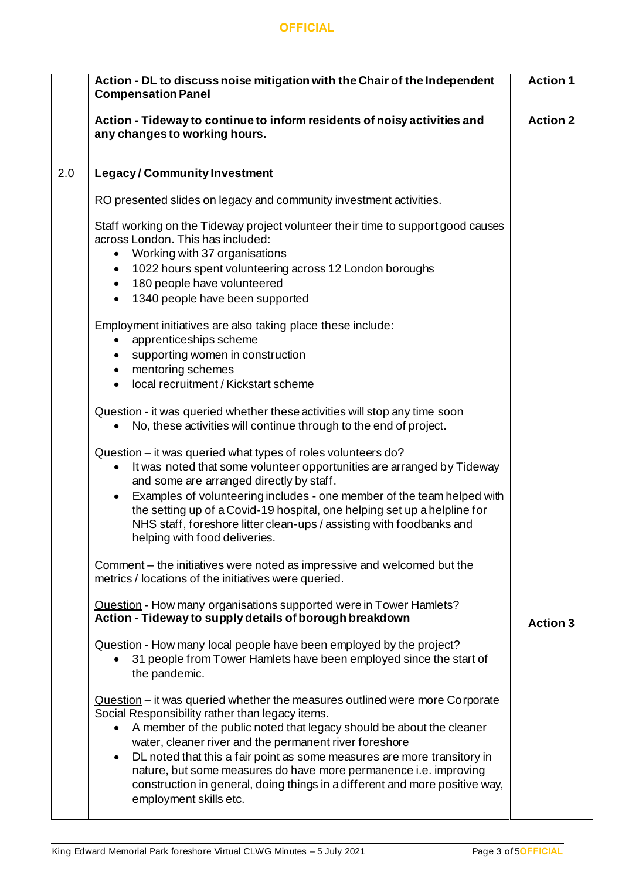| | | |
|---|---|---|
| | **Action - DL to discuss noise mitigation with the Chair of the Independent Compensation Panel** | **Action 1** |
| | **Action - Tideway to continue to inform residents of noisy activities and any changes to working hours.** | **Action 2** |
| 2.0 | **Legacy / Community Investment** | |
| | RO presented slides on legacy and community investment activities. | |
| | Staff working on the Tideway project volunteer their time to support good causes across London. This has included:<br>• Working with 37 organisations<br>• 1022 hours spent volunteering across 12 London boroughs<br>• 180 people have volunteered<br>• 1340 people have been supported | |
| | Employment initiatives are also taking place these include:<br>• apprenticeships scheme<br>• supporting women in construction<br>• mentoring schemes<br>• local recruitment / Kickstart scheme | |
| | Question - it was queried whether these activities will stop any time soon<br>• No, these activities will continue through to the end of project. | |
| | Question – it was queried what types of roles volunteers do?<br>• It was noted that some volunteer opportunities are arranged by Tideway and some are arranged directly by staff.<br>• Examples of volunteering includes - one member of the team helped with the setting up of a Covid-19 hospital, one helping set up a helpline for NHS staff, foreshore litter clean-ups / assisting with foodbanks and helping with food deliveries. | |
| | Comment – the initiatives were noted as impressive and welcomed but the metrics / locations of the initiatives were queried. | |
| | Question - How many organisations supported were in Tower Hamlets?<br>**Action - Tideway to supply details of borough breakdown** | **Action 3** |
| | Question - How many local people have been employed by the project?<br>• 31 people from Tower Hamlets have been employed since the start of the pandemic. | |
| | Question – it was queried whether the measures outlined were more Corporate Social Responsibility rather than legacy items.<br>• A member of the public noted that legacy should be about the cleaner water, cleaner river and the permanent river foreshore<br>• DL noted that this a fair point as some measures are more transitory in nature, but some measures do have more permanence i.e. improving construction in general, doing things in a different and more positive way, employment skills etc. | |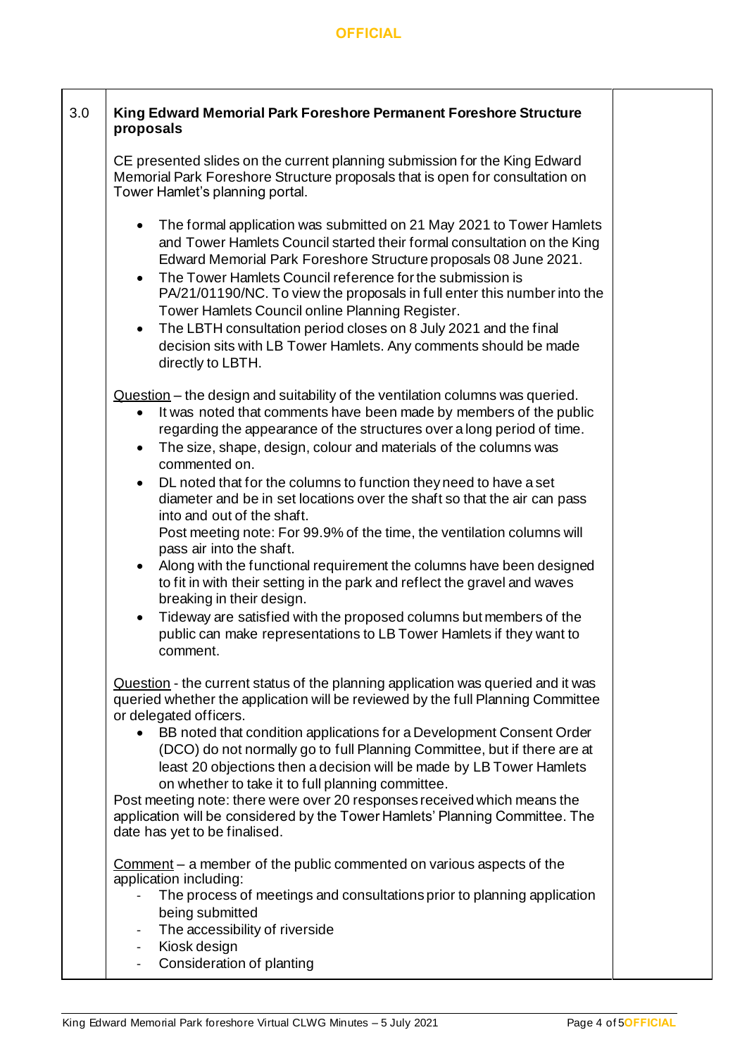| 3.0 | **King Edward Memorial Park Foreshore Permanent Foreshore Structure proposals**<br><br>CE presented slides on the current planning submission for the King Edward Memorial Park Foreshore Structure proposals that is open for consultation on Tower Hamlet's planning portal.<br><br>• The formal application was submitted on 21 May 2021 to Tower Hamlets and Tower Hamlets Council started their formal consultation on the King Edward Memorial Park Foreshore Structure proposals 08 June 2021.<br>• The Tower Hamlets Council reference for the submission is PA/21/01190/NC. To view the proposals in full enter this number into the Tower Hamlets Council online Planning Register.<br>• The LBTH consultation period closes on 8 July 2021 and the final decision sits with LB Tower Hamlets. Any comments should be made directly to LBTH.<br><br><u>Question</u> – the design and suitability of the ventilation columns was queried.<br>• It was noted that comments have been made by members of the public regarding the appearance of the structures over a long period of time.<br>• The size, shape, design, colour and materials of the columns was commented on.<br>• DL noted that for the columns to function they need to have a set diameter and be in set locations over the shaft so that the air can pass into and out of the shaft.<br>Post meeting note: For 99.9% of the time, the ventilation columns will pass air into the shaft.<br>• Along with the functional requirement the columns have been designed to fit in with their setting in the park and reflect the gravel and waves breaking in their design.<br>• Tideway are satisfied with the proposed columns but members of the public can make representations to LB Tower Hamlets if they want to comment.<br><br><u>Question</u> - the current status of the planning application was queried and it was queried whether the application will be reviewed by the full Planning Committee or delegated officers.<br>• BB noted that condition applications for a Development Consent Order (DCO) do not normally go to full Planning Committee, but if there are at least 20 objections then a decision will be made by LB Tower Hamlets on whether to take it to full planning committee.<br>Post meeting note: there were over 20 responses received which means the application will be considered by the Tower Hamlets' Planning Committee. The date has yet to be finalised.<br><br><u>Comment</u> – a member of the public commented on various aspects of the application including:<br>- The process of meetings and consultations prior to planning application being submitted<br>- The accessibility of riverside<br>- Kiosk design<br>- Consideration of planting | |
|---|---|---|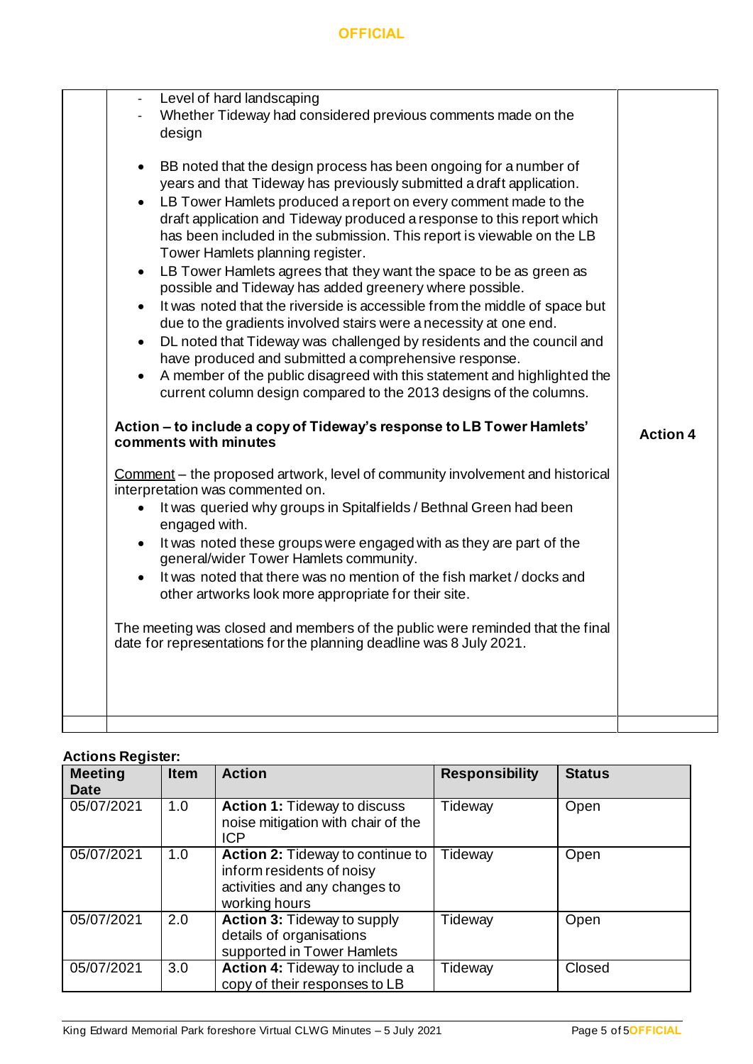- Level of hard landscaping
- Whether Tideway had considered previous comments made on the design

- BB noted that the design process has been ongoing for a number of years and that Tideway has previously submitted a draft application.
- LB Tower Hamlets produced a report on every comment made to the draft application and Tideway produced a response to this report which has been included in the submission. This report is viewable on the LB Tower Hamlets planning register.
- LB Tower Hamlets agrees that they want the space to be as green as possible and Tideway has added greenery where possible.
- It was noted that the riverside is accessible from the middle of space but due to the gradients involved stairs were a necessity at one end.
- DL noted that Tideway was challenged by residents and the council and have produced and submitted a comprehensive response.
- A member of the public disagreed with this statement and highlighted the current column design compared to the 2013 designs of the columns.

**Action – to include a copy of Tideway's response to LB Tower Hamlets' comments with minutes** — **Action 4**

Comment – the proposed artwork, level of community involvement and historical interpretation was commented on.

- It was queried why groups in Spitalfields / Bethnal Green had been engaged with.
- It was noted these groups were engaged with as they are part of the general/wider Tower Hamlets community.
- It was noted that there was no mention of the fish market / docks and other artworks look more appropriate for their site.

The meeting was closed and members of the public were reminded that the final date for representations for the planning deadline was 8 July 2021.

**Actions Register:**

| Meeting Date | Item | Action | Responsibility | Status |
|---|---|---|---|---|
| 05/07/2021 | 1.0 | **Action 1:** Tideway to discuss noise mitigation with chair of the ICP | Tideway | Open |
| 05/07/2021 | 1.0 | **Action 2:** Tideway to continue to inform residents of noisy activities and any changes to working hours | Tideway | Open |
| 05/07/2021 | 2.0 | **Action 3:** Tideway to supply details of organisations supported in Tower Hamlets | Tideway | Open |
| 05/07/2021 | 3.0 | **Action 4:** Tideway to include a copy of their responses to LB | Tideway | Closed |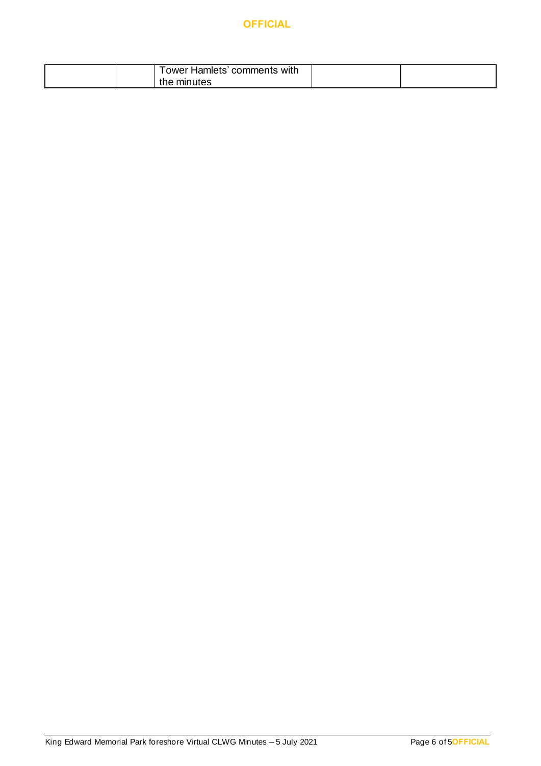| | | | | |
|---|---|---|---|---|
| | | Tower Hamlets' comments with the minutes | | |